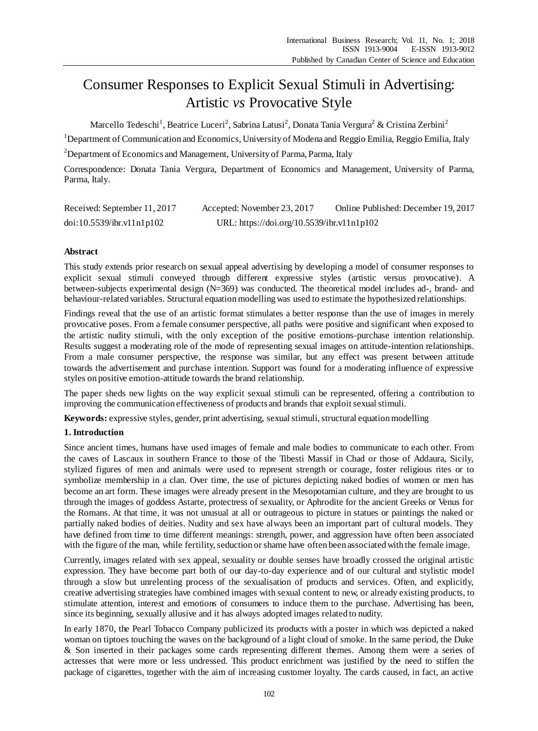# Consumer Responses to Explicit Sexual Stimuli in Advertising: Artistic *vs* Provocative Style

Marcello Tedeschi[1], Beatrice Luceri[2], Sabrina Latusi[2], Donata Tania Vergura[2] & Cristina Zerbini[2]

[1]Department of Communication and Economics, University of Modena and Reggio Emilia, Reggio Emilia, Italy

[2]Department of Economics and Management, University of Parma, Parma, Italy

Correspondence: Donata Tania Vergura, Department of Economics and Management, University of Parma, Parma, Italy.

Received: September 11, 2017 Accepted: November 23, 2017 Online Published: December 19, 2017

doi:10.5539/ibr.v11n1p102 URL: https://doi.org/10.5539/ibr.v11n1p102

**Abstract**

This study extends prior research on sexual appeal advertising by developing a model of consumer responses to explicit sexual stimuli conveyed through different expressive styles (artistic versus provocative). A between-subjects experimental design (N=369) was conducted. The theoretical model includes ad-, brand- and behaviour-related variables. Structural equation modelling was used to estimate the hypothesized relationships.

Findings reveal that the use of an artistic format stimulates a better response than the use of images in merely provocative poses. From a female consumer perspective, all paths were positive and significant when exposed to the artistic nudity stimuli, with the only exception of the positive emotions-purchase intention relationship. Results suggest a moderating role of the mode of representing sexual images on attitude-intention relationships. From a male consumer perspective, the response was similar, but any effect was present between attitude towards the advertisement and purchase intention. Support was found for a moderating influence of expressive styles on positive emotion-attitude towards the brand relationship.

The paper sheds new lights on the way explicit sexual stimuli can be represented, offering a contribution to improving the communication effectiveness of products and brands that exploit sexual stimuli.

**Keywords:** expressive styles, gender, print advertising, sexual stimuli, structural equation modelling

## 1. Introduction

Since ancient times, humans have used images of female and male bodies to communicate to each other. From the caves of Lascaux in southern France to those of the Tibesti Massif in Chad or those of Addaura, Sicily, stylized figures of men and animals were used to represent strength or courage, foster religious rites or to symbolize membership in a clan. Over time, the use of pictures depicting naked bodies of women or men has become an art form. These images were already present in the Mesopotamian culture, and they are brought to us through the images of goddess Astarte, protectress of sexuality, or Aphrodite for the ancient Greeks or Venus for the Romans. At that time, it was not unusual at all or outrageous to picture in statues or paintings the naked or partially naked bodies of deities. Nudity and sex have always been an important part of cultural models. They have defined from time to time different meanings: strength, power, and aggression have often been associated with the figure of the man, while fertility, seduction or shame have often been associated with the female image.

Currently, images related with sex appeal, sexuality or double senses have broadly crossed the original artistic expression. They have become part both of our day-to-day experience and of our cultural and stylistic model through a slow but unrelenting process of the sexualisation of products and services. Often, and explicitly, creative advertising strategies have combined images with sexual content to new, or already existing products, to stimulate attention, interest and emotions of consumers to induce them to the purchase. Advertising has been, since its beginning, sexually allusive and it has always adopted images related to nudity.

In early 1870, the Pearl Tobacco Company publicized its products with a poster in which was depicted a naked woman on tiptoes touching the waves on the background of a light cloud of smoke. In the same period, the Duke & Son inserted in their packages some cards representing different themes. Among them were a series of actresses that were more or less undressed. This product enrichment was justified by the need to stiffen the package of cigarettes, together with the aim of increasing customer loyalty. The cards caused, in fact, an active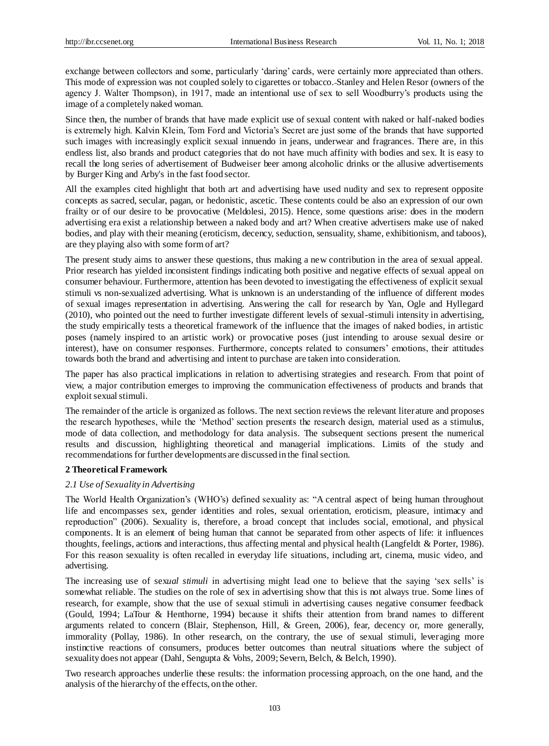exchange between collectors and some, particularly 'daring' cards, were certainly more appreciated than others. This mode of expression was not coupled solely to cigarettes or tobacco. Stanley and Helen Resor (owners of the agency J. Walter Thompson), in 1917, made an intentional use of sex to sell Woodburry's products using the image of a completely naked woman.

Since then, the number of brands that have made explicit use of sexual content with naked or half-naked bodies is extremely high. Kalvin Klein, Tom Ford and Victoria's Secret are just some of the brands that have supported such images with increasingly explicit sexual innuendo in jeans, underwear and fragrances. There are, in this endless list, also brands and product categories that do not have much affinity with bodies and sex. It is easy to recall the long series of advertisement of Budweiser beer among alcoholic drinks or the allusive advertisements by Burger King and Arby's in the fast food sector.

All the examples cited highlight that both art and advertising have used nudity and sex to represent opposite concepts as sacred, secular, pagan, or hedonistic, ascetic. These contents could be also an expression of our own frailty or of our desire to be provocative (Meldolesi, 2015). Hence, some questions arise: does in the modern advertising era exist a relationship between a naked body and art? When creative advertisers make use of naked bodies, and play with their meaning (eroticism, decency, seduction, sensuality, shame, exhibitionism, and taboos), are they playing also with some form of art?

The present study aims to answer these questions, thus making a new contribution in the area of sexual appeal. Prior research has yielded inconsistent findings indicating both positive and negative effects of sexual appeal on consumer behaviour. Furthermore, attention has been devoted to investigating the effectiveness of explicit sexual stimuli vs non-sexualized advertising. What is unknown is an understanding of the influence of different modes of sexual images representation in advertising. Answering the call for research by Yan, Ogle and Hyllegard (2010), who pointed out the need to further investigate different levels of sexual-stimuli intensity in advertising, the study empirically tests a theoretical framework of the influence that the images of naked bodies, in artistic poses (namely inspired to an artistic work) or provocative poses (just intending to arouse sexual desire or interest), have on consumer responses. Furthermore, concepts related to consumers' emotions, their attitudes towards both the brand and advertising and intent to purchase are taken into consideration.

The paper has also practical implications in relation to advertising strategies and research. From that point of view, a major contribution emerges to improving the communication effectiveness of products and brands that exploit sexual stimuli.

The remainder of the article is organized as follows. The next section reviews the relevant literature and proposes the research hypotheses, while the 'Method' section presents the research design, material used as a stimulus, mode of data collection, and methodology for data analysis. The subsequent sections present the numerical results and discussion, highlighting theoretical and managerial implications. Limits of the study and recommendations for further developments are discussed in the final section.

## 2 Theoretical Framework

### *2.1 Use of Sexuality in Advertising*

The World Health Organization's (WHO's) defined sexuality as: "A central aspect of being human throughout life and encompasses sex, gender identities and roles, sexual orientation, eroticism, pleasure, intimacy and reproduction" (2006). Sexuality is, therefore, a broad concept that includes social, emotional, and physical components. It is an element of being human that cannot be separated from other aspects of life: it influences thoughts, feelings, actions and interactions, thus affecting mental and physical health (Langfeldt & Porter, 1986). For this reason sexuality is often recalled in everyday life situations, including art, cinema, music video, and advertising.

The increasing use of sex*ual stimuli* in advertising might lead one to believe that the saying 'sex sells' is somewhat reliable. The studies on the role of sex in advertising show that this is not always true. Some lines of research, for example, show that the use of sexual stimuli in advertising causes negative consumer feedback (Gould, 1994; LaTour & Henthorne, 1994) because it shifts their attention from brand names to different arguments related to concern (Blair, Stephenson, Hill, & Green, 2006), fear, decency or, more generally, immorality (Pollay, 1986). In other research, on the contrary, the use of sexual stimuli, leveraging more instinctive reactions of consumers, produces better outcomes than neutral situations where the subject of sexuality does not appear (Dahl, Sengupta & Vohs, 2009; Severn, Belch, & Belch, 1990).

Two research approaches underlie these results: the information processing approach, on the one hand, and the analysis of the hierarchy of the effects, on the other.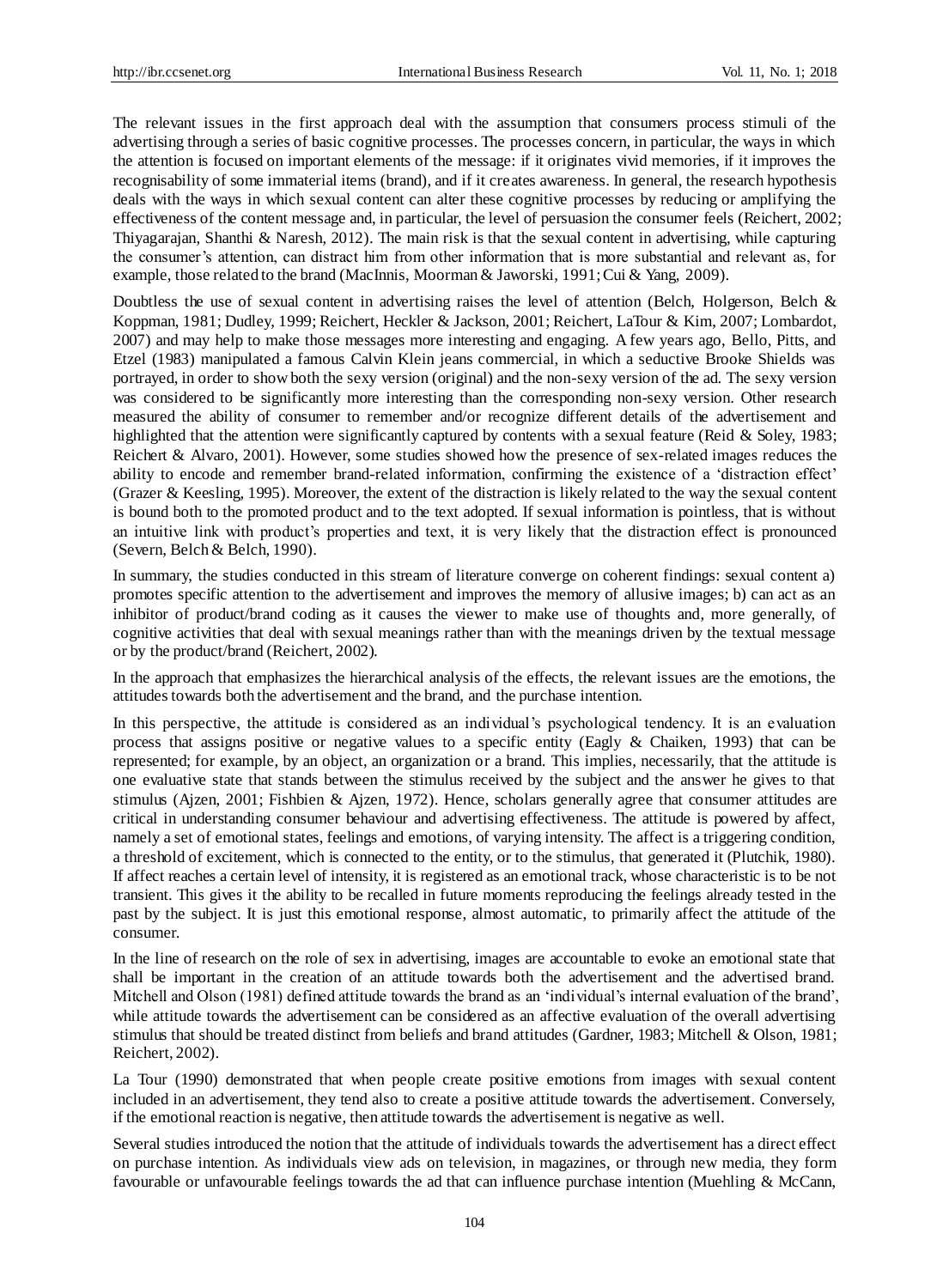The relevant issues in the first approach deal with the assumption that consumers process stimuli of the advertising through a series of basic cognitive processes. The processes concern, in particular, the ways in which the attention is focused on important elements of the message: if it originates vivid memories, if it improves the recognisability of some immaterial items (brand), and if it creates awareness. In general, the research hypothesis deals with the ways in which sexual content can alter these cognitive processes by reducing or amplifying the effectiveness of the content message and, in particular, the level of persuasion the consumer feels (Reichert, 2002; Thiyagarajan, Shanthi & Naresh, 2012). The main risk is that the sexual content in advertising, while capturing the consumer's attention, can distract him from other information that is more substantial and relevant as, for example, those related to the brand (MacInnis, Moorman & Jaworski, 1991; Cui & Yang, 2009).

Doubtless the use of sexual content in advertising raises the level of attention (Belch, Holgerson, Belch & Koppman, 1981; Dudley, 1999; Reichert, Heckler & Jackson, 2001; Reichert, LaTour & Kim, 2007; Lombardot, 2007) and may help to make those messages more interesting and engaging. A few years ago, Bello, Pitts, and Etzel (1983) manipulated a famous Calvin Klein jeans commercial, in which a seductive Brooke Shields was portrayed, in order to show both the sexy version (original) and the non-sexy version of the ad. The sexy version was considered to be significantly more interesting than the corresponding non-sexy version. Other research measured the ability of consumer to remember and/or recognize different details of the advertisement and highlighted that the attention were significantly captured by contents with a sexual feature (Reid & Soley, 1983; Reichert & Alvaro, 2001). However, some studies showed how the presence of sex-related images reduces the ability to encode and remember brand-related information, confirming the existence of a 'distraction effect' (Grazer & Keesling, 1995). Moreover, the extent of the distraction is likely related to the way the sexual content is bound both to the promoted product and to the text adopted. If sexual information is pointless, that is without an intuitive link with product's properties and text, it is very likely that the distraction effect is pronounced (Severn, Belch & Belch, 1990).

In summary, the studies conducted in this stream of literature converge on coherent findings: sexual content a) promotes specific attention to the advertisement and improves the memory of allusive images; b) can act as an inhibitor of product/brand coding as it causes the viewer to make use of thoughts and, more generally, of cognitive activities that deal with sexual meanings rather than with the meanings driven by the textual message or by the product/brand (Reichert, 2002).

In the approach that emphasizes the hierarchical analysis of the effects, the relevant issues are the emotions, the attitudes towards both the advertisement and the brand, and the purchase intention.

In this perspective, the attitude is considered as an individual's psychological tendency. It is an evaluation process that assigns positive or negative values to a specific entity (Eagly & Chaiken, 1993) that can be represented; for example, by an object, an organization or a brand. This implies, necessarily, that the attitude is one evaluative state that stands between the stimulus received by the subject and the answer he gives to that stimulus (Ajzen, 2001; Fishbien & Ajzen, 1972). Hence, scholars generally agree that consumer attitudes are critical in understanding consumer behaviour and advertising effectiveness. The attitude is powered by affect, namely a set of emotional states, feelings and emotions, of varying intensity. The affect is a triggering condition, a threshold of excitement, which is connected to the entity, or to the stimulus, that generated it (Plutchik, 1980). If affect reaches a certain level of intensity, it is registered as an emotional track, whose characteristic is to be not transient. This gives it the ability to be recalled in future moments reproducing the feelings already tested in the past by the subject. It is just this emotional response, almost automatic, to primarily affect the attitude of the consumer.

In the line of research on the role of sex in advertising, images are accountable to evoke an emotional state that shall be important in the creation of an attitude towards both the advertisement and the advertised brand. Mitchell and Olson (1981) defined attitude towards the brand as an 'individual's internal evaluation of the brand', while attitude towards the advertisement can be considered as an affective evaluation of the overall advertising stimulus that should be treated distinct from beliefs and brand attitudes (Gardner, 1983; Mitchell & Olson, 1981; Reichert, 2002).

La Tour (1990) demonstrated that when people create positive emotions from images with sexual content included in an advertisement, they tend also to create a positive attitude towards the advertisement. Conversely, if the emotional reaction is negative, then attitude towards the advertisement is negative as well.

Several studies introduced the notion that the attitude of individuals towards the advertisement has a direct effect on purchase intention. As individuals view ads on television, in magazines, or through new media, they form favourable or unfavourable feelings towards the ad that can influence purchase intention (Muehling & McCann,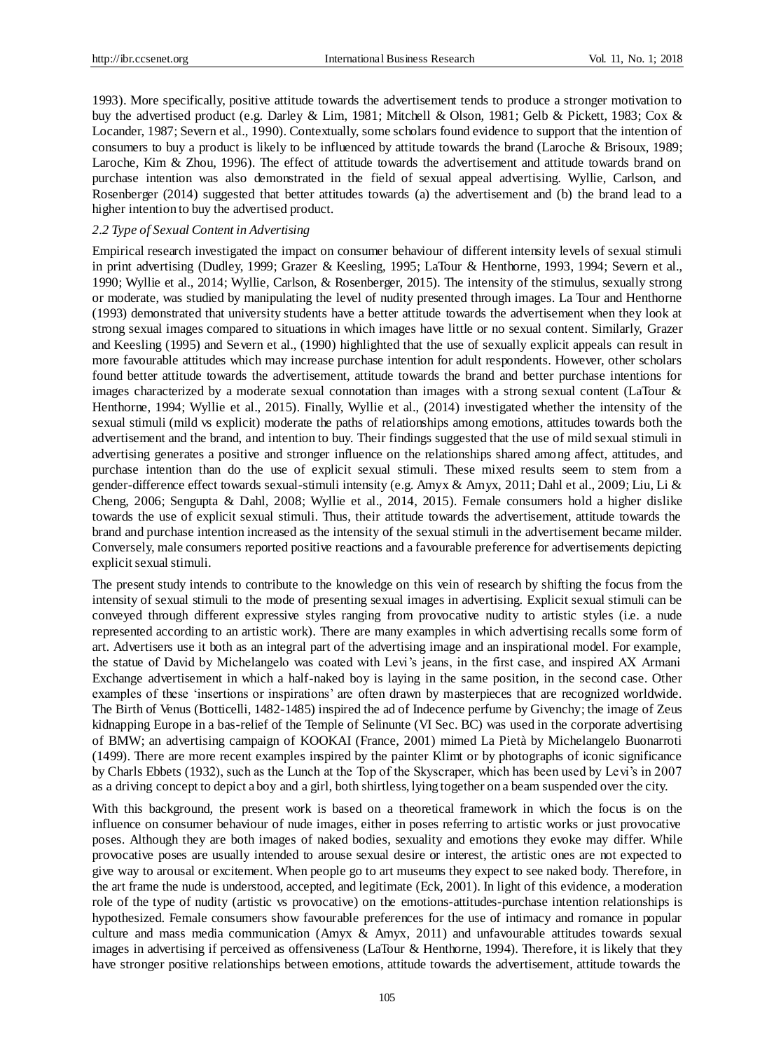1993). More specifically, positive attitude towards the advertisement tends to produce a stronger motivation to buy the advertised product (e.g. Darley & Lim, 1981; Mitchell & Olson, 1981; Gelb & Pickett, 1983; Cox & Locander, 1987; Severn et al., 1990). Contextually, some scholars found evidence to support that the intention of consumers to buy a product is likely to be influenced by attitude towards the brand (Laroche & Brisoux, 1989; Laroche, Kim & Zhou, 1996). The effect of attitude towards the advertisement and attitude towards brand on purchase intention was also demonstrated in the field of sexual appeal advertising. Wyllie, Carlson, and Rosenberger (2014) suggested that better attitudes towards (a) the advertisement and (b) the brand lead to a higher intention to buy the advertised product.

### *2.2 Type of Sexual Content in Advertising*

Empirical research investigated the impact on consumer behaviour of different intensity levels of sexual stimuli in print advertising (Dudley, 1999; Grazer & Keesling, 1995; LaTour & Henthorne, 1993, 1994; Severn et al., 1990; Wyllie et al., 2014; Wyllie, Carlson, & Rosenberger, 2015). The intensity of the stimulus, sexually strong or moderate, was studied by manipulating the level of nudity presented through images. La Tour and Henthorne (1993) demonstrated that university students have a better attitude towards the advertisement when they look at strong sexual images compared to situations in which images have little or no sexual content. Similarly, Grazer and Keesling (1995) and Severn et al., (1990) highlighted that the use of sexually explicit appeals can result in more favourable attitudes which may increase purchase intention for adult respondents. However, other scholars found better attitude towards the advertisement, attitude towards the brand and better purchase intentions for images characterized by a moderate sexual connotation than images with a strong sexual content (LaTour & Henthorne, 1994; Wyllie et al., 2015). Finally, Wyllie et al., (2014) investigated whether the intensity of the sexual stimuli (mild vs explicit) moderate the paths of relationships among emotions, attitudes towards both the advertisement and the brand, and intention to buy. Their findings suggested that the use of mild sexual stimuli in advertising generates a positive and stronger influence on the relationships shared among affect, attitudes, and purchase intention than do the use of explicit sexual stimuli. These mixed results seem to stem from a gender-difference effect towards sexual-stimuli intensity (e.g. Amyx & Amyx, 2011; Dahl et al., 2009; Liu, Li & Cheng, 2006; Sengupta & Dahl, 2008; Wyllie et al., 2014, 2015). Female consumers hold a higher dislike towards the use of explicit sexual stimuli. Thus, their attitude towards the advertisement, attitude towards the brand and purchase intention increased as the intensity of the sexual stimuli in the advertisement became milder. Conversely, male consumers reported positive reactions and a favourable preference for advertisements depicting explicit sexual stimuli.

The present study intends to contribute to the knowledge on this vein of research by shifting the focus from the intensity of sexual stimuli to the mode of presenting sexual images in advertising. Explicit sexual stimuli can be conveyed through different expressive styles ranging from provocative nudity to artistic styles (i.e. a nude represented according to an artistic work). There are many examples in which advertising recalls some form of art. Advertisers use it both as an integral part of the advertising image and an inspirational model. For example, the statue of David by Michelangelo was coated with Levi's jeans, in the first case, and inspired AX Armani Exchange advertisement in which a half-naked boy is laying in the same position, in the second case. Other examples of these 'insertions or inspirations' are often drawn by masterpieces that are recognized worldwide. The Birth of Venus (Botticelli, 1482-1485) inspired the ad of Indecence perfume by Givenchy; the image of Zeus kidnapping Europe in a bas-relief of the Temple of Selinunte (VI Sec. BC) was used in the corporate advertising of BMW; an advertising campaign of KOOKAI (France, 2001) mimed La Pietà by Michelangelo Buonarroti (1499). There are more recent examples inspired by the painter Klimt or by photographs of iconic significance by Charls Ebbets (1932), such as the Lunch at the Top of the Skyscraper, which has been used by Levi's in 2007 as a driving concept to depict a boy and a girl, both shirtless, lying together on a beam suspended over the city.

With this background, the present work is based on a theoretical framework in which the focus is on the influence on consumer behaviour of nude images, either in poses referring to artistic works or just provocative poses. Although they are both images of naked bodies, sexuality and emotions they evoke may differ. While provocative poses are usually intended to arouse sexual desire or interest, the artistic ones are not expected to give way to arousal or excitement. When people go to art museums they expect to see naked body. Therefore, in the art frame the nude is understood, accepted, and legitimate (Eck, 2001). In light of this evidence, a moderation role of the type of nudity (artistic vs provocative) on the emotions-attitudes-purchase intention relationships is hypothesized. Female consumers show favourable preferences for the use of intimacy and romance in popular culture and mass media communication (Amyx & Amyx, 2011) and unfavourable attitudes towards sexual images in advertising if perceived as offensiveness (LaTour & Henthorne, 1994). Therefore, it is likely that they have stronger positive relationships between emotions, attitude towards the advertisement, attitude towards the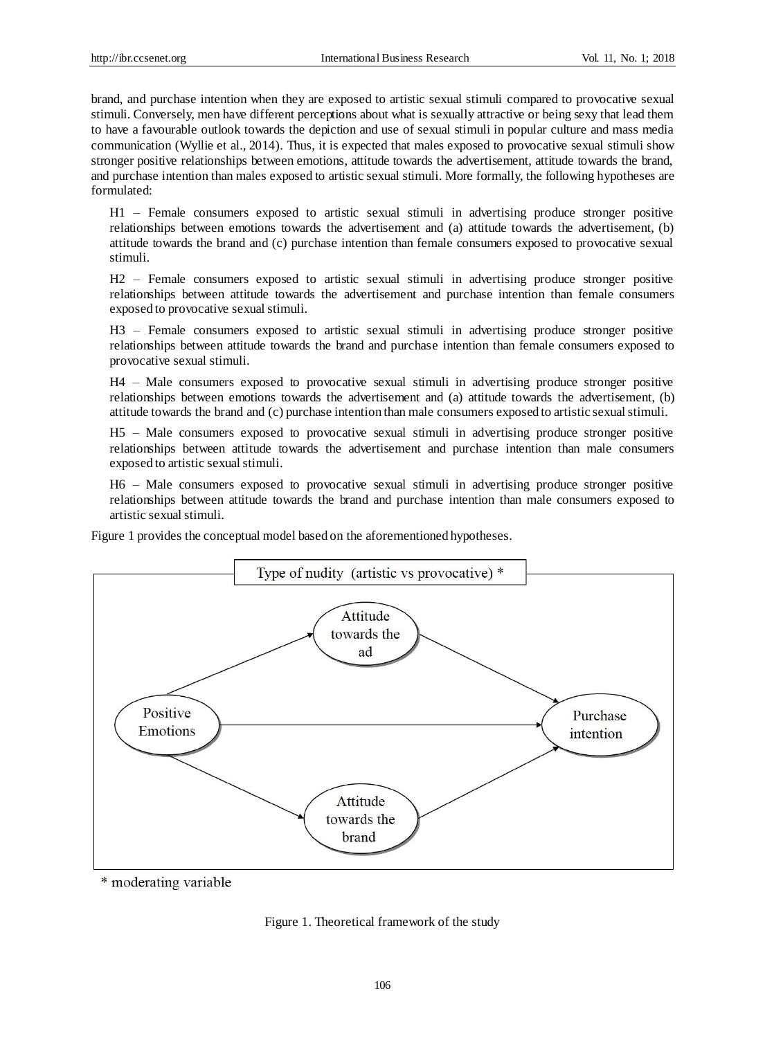brand, and purchase intention when they are exposed to artistic sexual stimuli compared to provocative sexual stimuli. Conversely, men have different perceptions about what is sexually attractive or being sexy that lead them to have a favourable outlook towards the depiction and use of sexual stimuli in popular culture and mass media communication (Wyllie et al., 2014). Thus, it is expected that males exposed to provocative sexual stimuli show stronger positive relationships between emotions, attitude towards the advertisement, attitude towards the brand, and purchase intention than males exposed to artistic sexual stimuli. More formally, the following hypotheses are formulated:

H1 – Female consumers exposed to artistic sexual stimuli in advertising produce stronger positive relationships between emotions towards the advertisement and (a) attitude towards the advertisement, (b) attitude towards the brand and (c) purchase intention than female consumers exposed to provocative sexual stimuli.

H2 – Female consumers exposed to artistic sexual stimuli in advertising produce stronger positive relationships between attitude towards the advertisement and purchase intention than female consumers exposed to provocative sexual stimuli.

H3 – Female consumers exposed to artistic sexual stimuli in advertising produce stronger positive relationships between attitude towards the brand and purchase intention than female consumers exposed to provocative sexual stimuli.

H4 – Male consumers exposed to provocative sexual stimuli in advertising produce stronger positive relationships between emotions towards the advertisement and (a) attitude towards the advertisement, (b) attitude towards the brand and (c) purchase intention than male consumers exposed to artistic sexual stimuli.

H5 – Male consumers exposed to provocative sexual stimuli in advertising produce stronger positive relationships between attitude towards the advertisement and purchase intention than male consumers exposed to artistic sexual stimuli.

H6 – Male consumers exposed to provocative sexual stimuli in advertising produce stronger positive relationships between attitude towards the brand and purchase intention than male consumers exposed to artistic sexual stimuli.

Figure 1 provides the conceptual model based on the aforementioned hypotheses.

Type of nudity (artistic vs provocative) *

Positive Emotions → Attitude towards the ad → Purchase intention

Positive Emotions → Purchase intention

Positive Emotions → Attitude towards the brand → Purchase intention

* moderating variable

Figure 1. Theoretical framework of the study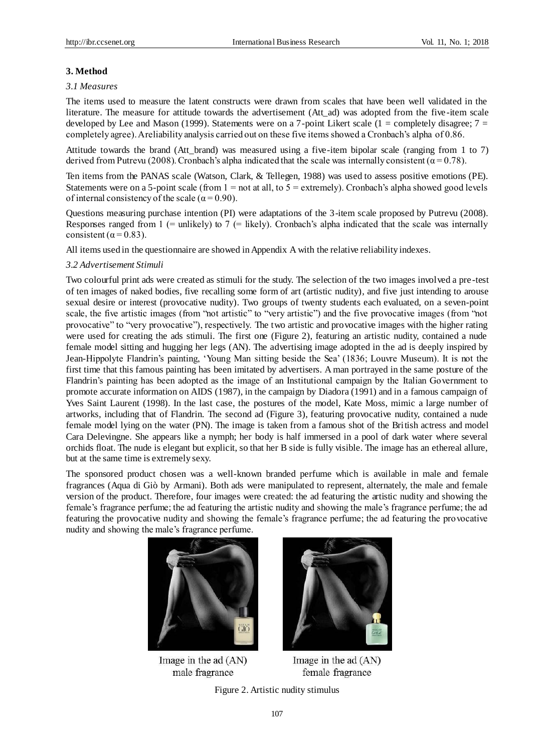## 3. Method

### 3.1 Measures

The items used to measure the latent constructs were drawn from scales that have been well validated in the literature. The measure for attitude towards the advertisement (Att_ad) was adopted from the five-item scale developed by Lee and Mason (1999). Statements were on a 7-point Likert scale (1 = completely disagree; 7 = completely agree). A reliability analysis carried out on these five items showed a Cronbach's alpha of 0.86.

Attitude towards the brand (Att_brand) was measured using a five-item bipolar scale (ranging from 1 to 7) derived from Putrevu (2008). Cronbach's alpha indicated that the scale was internally consistent ($\alpha = 0.78$).

Ten items from the PANAS scale (Watson, Clark, & Tellegen, 1988) was used to assess positive emotions (PE). Statements were on a 5-point scale (from 1 = not at all, to 5 = extremely). Cronbach's alpha showed good levels of internal consistency of the scale ($\alpha = 0.90$).

Questions measuring purchase intention (PI) were adaptations of the 3-item scale proposed by Putrevu (2008). Responses ranged from 1 (= unlikely) to 7 (= likely). Cronbach's alpha indicated that the scale was internally consistent ($\alpha = 0.83$).

All items used in the questionnaire are showed in Appendix A with the relative reliability indexes.

### 3.2 Advertisement Stimuli

Two colourful print ads were created as stimuli for the study. The selection of the two images involved a pre-test of ten images of naked bodies, five recalling some form of art (artistic nudity), and five just intending to arouse sexual desire or interest (provocative nudity). Two groups of twenty students each evaluated, on a seven-point scale, the five artistic images (from "not artistic" to "very artistic") and the five provocative images (from "not provocative" to "very provocative"), respectively. The two artistic and provocative images with the higher rating were used for creating the ads stimuli. The first one (Figure 2), featuring an artistic nudity, contained a nude female model sitting and hugging her legs (AN). The advertising image adopted in the ad is deeply inspired by Jean-Hippolyte Flandrin's painting, 'Young Man sitting beside the Sea' (1836; Louvre Museum). It is not the first time that this famous painting has been imitated by advertisers. A man portrayed in the same posture of the Flandrin's painting has been adopted as the image of an Institutional campaign by the Italian Government to promote accurate information on AIDS (1987), in the campaign by Diadora (1991) and in a famous campaign of Yves Saint Laurent (1998). In the last case, the postures of the model, Kate Moss, mimic a large number of artworks, including that of Flandrin. The second ad (Figure 3), featuring provocative nudity, contained a nude female model lying on the water (PN). The image is taken from a famous shot of the British actress and model Cara Delevingne. She appears like a nymph; her body is half immersed in a pool of dark water where several orchids float. The nude is elegant but explicit, so that her B side is fully visible. The image has an ethereal allure, but at the same time is extremely sexy.

The sponsored product chosen was a well-known branded perfume which is available in male and female fragrances (Aqua di Giò by Armani). Both ads were manipulated to represent, alternately, the male and female version of the product. Therefore, four images were created: the ad featuring the artistic nudity and showing the female's fragrance perfume; the ad featuring the artistic nudity and showing the male's fragrance perfume; the ad featuring the provocative nudity and showing the female's fragrance perfume; the ad featuring the provocative nudity and showing the male's fragrance perfume.

Image in the ad (AN) male fragrance

Image in the ad (AN) female fragrance

Figure 2. Artistic nudity stimulus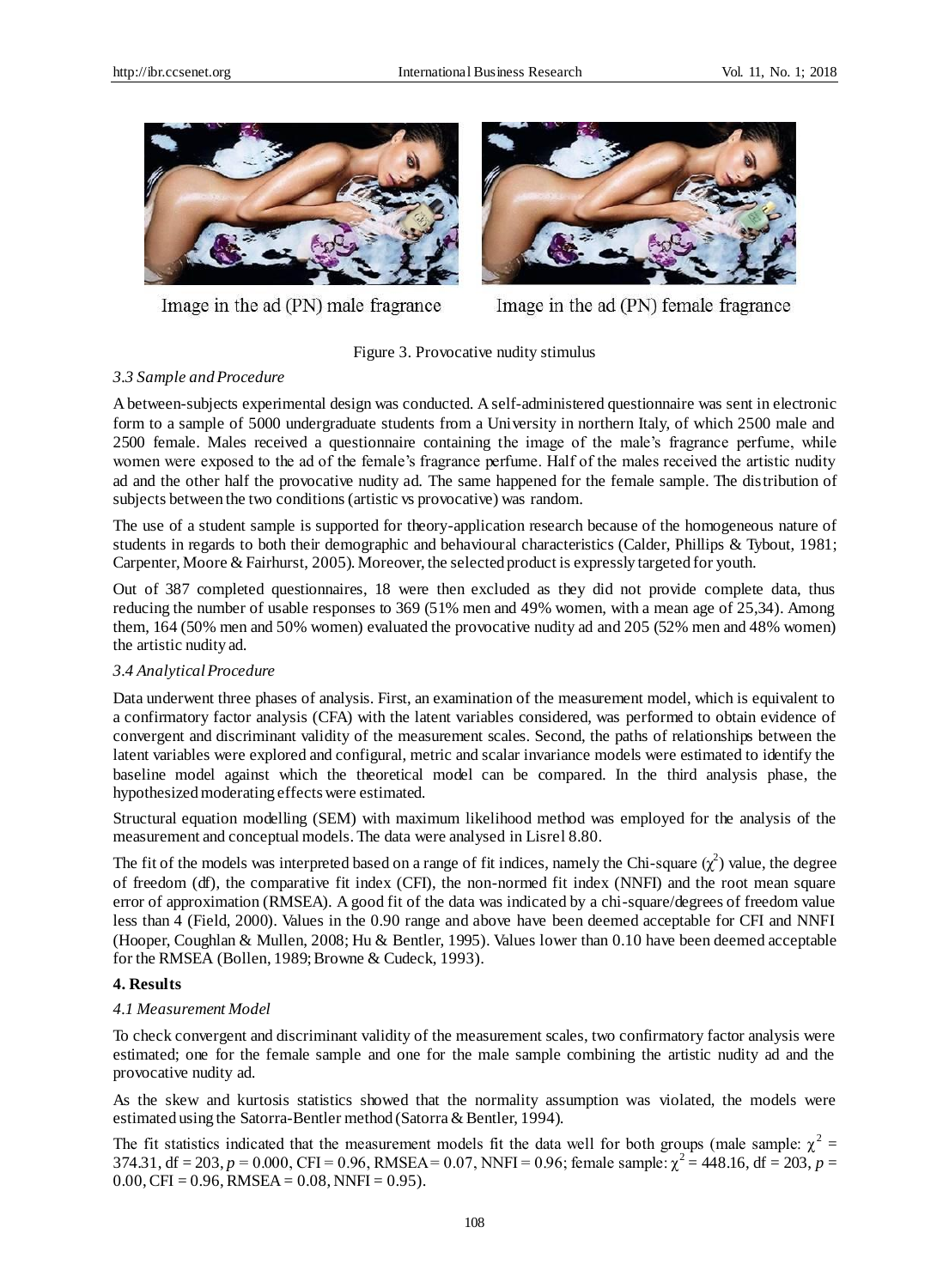Image in the ad (PN) male fragrance

Image in the ad (PN) female fragrance

Figure 3. Provocative nudity stimulus

### *3.3 Sample and Procedure*

A between-subjects experimental design was conducted. A self-administered questionnaire was sent in electronic form to a sample of 5000 undergraduate students from a University in northern Italy, of which 2500 male and 2500 female. Males received a questionnaire containing the image of the male's fragrance perfume, while women were exposed to the ad of the female's fragrance perfume. Half of the males received the artistic nudity ad and the other half the provocative nudity ad. The same happened for the female sample. The distribution of subjects between the two conditions (artistic vs provocative) was random.

The use of a student sample is supported for theory-application research because of the homogeneous nature of students in regards to both their demographic and behavioural characteristics (Calder, Phillips & Tybout, 1981; Carpenter, Moore & Fairhurst, 2005). Moreover, the selected product is expressly targeted for youth.

Out of 387 completed questionnaires, 18 were then excluded as they did not provide complete data, thus reducing the number of usable responses to 369 (51% men and 49% women, with a mean age of 25,34). Among them, 164 (50% men and 50% women) evaluated the provocative nudity ad and 205 (52% men and 48% women) the artistic nudity ad.

### *3.4 Analytical Procedure*

Data underwent three phases of analysis. First, an examination of the measurement model, which is equivalent to a confirmatory factor analysis (CFA) with the latent variables considered, was performed to obtain evidence of convergent and discriminant validity of the measurement scales. Second, the paths of relationships between the latent variables were explored and configural, metric and scalar invariance models were estimated to identify the baseline model against which the theoretical model can be compared. In the third analysis phase, the hypothesized moderating effects were estimated.

Structural equation modelling (SEM) with maximum likelihood method was employed for the analysis of the measurement and conceptual models. The data were analysed in Lisrel 8.80.

The fit of the models was interpreted based on a range of fit indices, namely the Chi-square ($\chi^2$) value, the degree of freedom (df), the comparative fit index (CFI), the non-normed fit index (NNFI) and the root mean square error of approximation (RMSEA). A good fit of the data was indicated by a chi-square/degrees of freedom value less than 4 (Field, 2000). Values in the 0.90 range and above have been deemed acceptable for CFI and NNFI (Hooper, Coughlan & Mullen, 2008; Hu & Bentler, 1995). Values lower than 0.10 have been deemed acceptable for the RMSEA (Bollen, 1989; Browne & Cudeck, 1993).

## 4. Results

### *4.1 Measurement Model*

To check convergent and discriminant validity of the measurement scales, two confirmatory factor analysis were estimated; one for the female sample and one for the male sample combining the artistic nudity ad and the provocative nudity ad.

As the skew and kurtosis statistics showed that the normality assumption was violated, the models were estimated using the Satorra-Bentler method (Satorra & Bentler, 1994).

The fit statistics indicated that the measurement models fit the data well for both groups (male sample: $\chi^2$ = 374.31, df = 203, $p$ = 0.000, CFI = 0.96, RMSEA = 0.07, NNFI = 0.96; female sample: $\chi^2$ = 448.16, df = 203, $p$ = 0.00, CFI = 0.96, RMSEA = 0.08, NNFI = 0.95).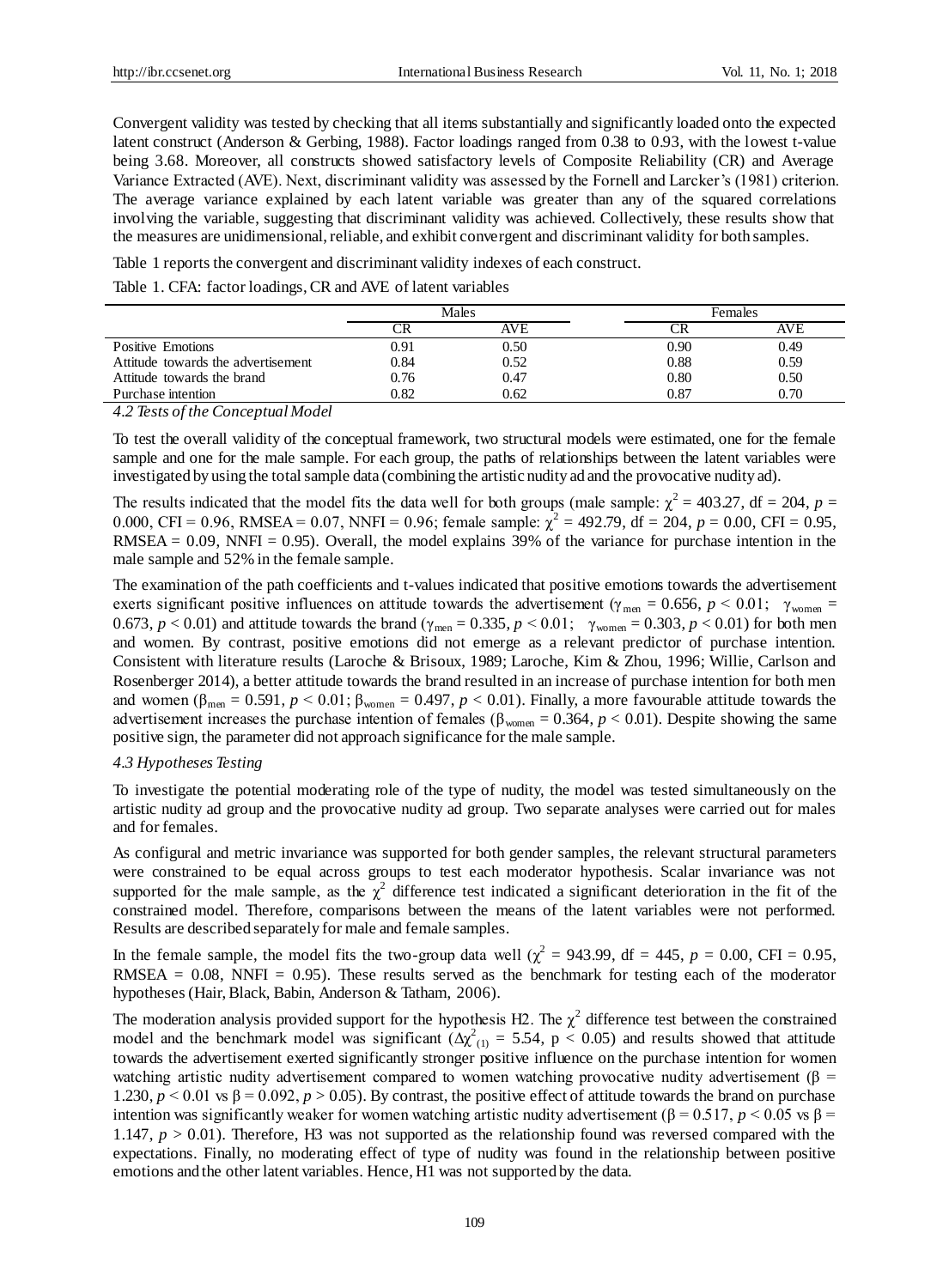Convergent validity was tested by checking that all items substantially and significantly loaded onto the expected latent construct (Anderson & Gerbing, 1988). Factor loadings ranged from 0.38 to 0.93, with the lowest t-value being 3.68. Moreover, all constructs showed satisfactory levels of Composite Reliability (CR) and Average Variance Extracted (AVE). Next, discriminant validity was assessed by the Fornell and Larcker's (1981) criterion. The average variance explained by each latent variable was greater than any of the squared correlations involving the variable, suggesting that discriminant validity was achieved. Collectively, these results show that the measures are unidimensional, reliable, and exhibit convergent and discriminant validity for both samples.

Table 1 reports the convergent and discriminant validity indexes of each construct.

Table 1. CFA: factor loadings, CR and AVE of latent variables

| | Males | | Females | |
|---|---|---|---|---|
| | CR | AVE | CR | AVE |
| Positive Emotions | 0.91 | 0.50 | 0.90 | 0.49 |
| Attitude towards the advertisement | 0.84 | 0.52 | 0.88 | 0.59 |
| Attitude towards the brand | 0.76 | 0.47 | 0.80 | 0.50 |
| Purchase intention | 0.82 | 0.62 | 0.87 | 0.70 |

### *4.2 Tests of the Conceptual Model*

To test the overall validity of the conceptual framework, two structural models were estimated, one for the female sample and one for the male sample. For each group, the paths of relationships between the latent variables were investigated by using the total sample data (combining the artistic nudity ad and the provocative nudity ad).

The results indicated that the model fits the data well for both groups (male sample: $\chi^2 = 403.27$, df = 204, $p$ = 0.000, CFI = 0.96, RMSEA = 0.07, NNFI = 0.96; female sample: $\chi^2 = 492.79$, df = 204, $p$ = 0.00, CFI = 0.95, RMSEA = 0.09, NNFI = 0.95). Overall, the model explains 39% of the variance for purchase intention in the male sample and 52% in the female sample.

The examination of the path coefficients and t-values indicated that positive emotions towards the advertisement exerts significant positive influences on attitude towards the advertisement ($\gamma_{men} = 0.656$, $p < 0.01$; $\gamma_{women} = 0.673$, $p < 0.01$) and attitude towards the brand ($\gamma_{men} = 0.335$, $p < 0.01$; $\gamma_{women} = 0.303$, $p < 0.01$) for both men and women. By contrast, positive emotions did not emerge as a relevant predictor of purchase intention. Consistent with literature results (Laroche & Brisoux, 1989; Laroche, Kim & Zhou, 1996; Willie, Carlson and Rosenberger 2014), a better attitude towards the brand resulted in an increase of purchase intention for both men and women ($\beta_{men} = 0.591$, $p < 0.01$; $\beta_{women} = 0.497$, $p < 0.01$). Finally, a more favourable attitude towards the advertisement increases the purchase intention of females ($\beta_{women} = 0.364$, $p < 0.01$). Despite showing the same positive sign, the parameter did not approach significance for the male sample.

### *4.3 Hypotheses Testing*

To investigate the potential moderating role of the type of nudity, the model was tested simultaneously on the artistic nudity ad group and the provocative nudity ad group. Two separate analyses were carried out for males and for females.

As configural and metric invariance was supported for both gender samples, the relevant structural parameters were constrained to be equal across groups to test each moderator hypothesis. Scalar invariance was not supported for the male sample, as the $\chi^2$ difference test indicated a significant deterioration in the fit of the constrained model. Therefore, comparisons between the means of the latent variables were not performed. Results are described separately for male and female samples.

In the female sample, the model fits the two-group data well ($\chi^2 = 943.99$, df = 445, $p$ = 0.00, CFI = 0.95, RMSEA = 0.08, NNFI = 0.95). These results served as the benchmark for testing each of the moderator hypotheses (Hair, Black, Babin, Anderson & Tatham, 2006).

The moderation analysis provided support for the hypothesis H2. The $\chi^2$ difference test between the constrained model and the benchmark model was significant ($\Delta\chi^2_{(1)} = 5.54$, $p < 0.05$) and results showed that attitude towards the advertisement exerted significantly stronger positive influence on the purchase intention for women watching artistic nudity advertisement compared to women watching provocative nudity advertisement ($\beta$ = 1.230, $p < 0.01$ vs $\beta = 0.092$, $p > 0.05$). By contrast, the positive effect of attitude towards the brand on purchase intention was significantly weaker for women watching artistic nudity advertisement ($\beta = 0.517$, $p < 0.05$ vs $\beta$ = 1.147, $p > 0.01$). Therefore, H3 was not supported as the relationship found was reversed compared with the expectations. Finally, no moderating effect of type of nudity was found in the relationship between positive emotions and the other latent variables. Hence, H1 was not supported by the data.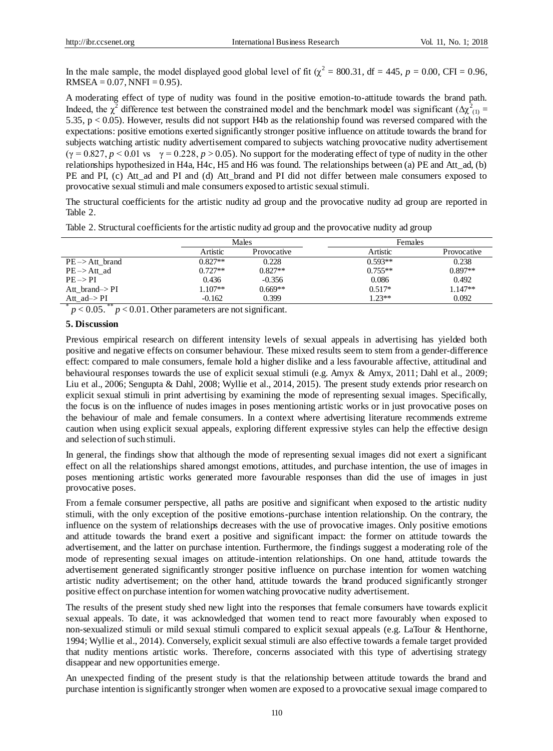In the male sample, the model displayed good global level of fit ($\chi^2$ = 800.31, df = 445, $p$ = 0.00, CFI = 0.96, RMSEA = 0.07, NNFI = 0.95).

A moderating effect of type of nudity was found in the positive emotion-to-attitude towards the brand path. Indeed, the $\chi^2$ difference test between the constrained model and the benchmark model was significant ($\Delta\chi^2_{(1)}$ = 5.35, $p < 0.05$). However, results did not support H4b as the relationship found was reversed compared with the expectations: positive emotions exerted significantly stronger positive influence on attitude towards the brand for subjects watching artistic nudity advertisement compared to subjects watching provocative nudity advertisement ($\gamma = 0.827$, $p < 0.01$ vs $\gamma = 0.228$, $p > 0.05$). No support for the moderating effect of type of nudity in the other relationships hypothesized in H4a, H4c, H5 and H6 was found. The relationships between (a) PE and Att_ad, (b) PE and PI, (c) Att_ad and PI and (d) Att_brand and PI did not differ between male consumers exposed to provocative sexual stimuli and male consumers exposed to artistic sexual stimuli.

The structural coefficients for the artistic nudity ad group and the provocative nudity ad group are reported in Table 2.

Table 2. Structural coefficients for the artistic nudity ad group and the provocative nudity ad group

| | Males | | Females | |
|---|---|---|---|---|
| | Artistic | Provocative | Artistic | Provocative |
| PE –> Att_brand | 0.827** | 0.228 | 0.593** | 0.238 |
| PE –> Att_ad | 0.727** | 0.827** | 0.755** | 0.897** |
| PE –> PI | 0.436 | -0.356 | 0.086 | 0.492 |
| Att_brand–> PI | 1.107** | 0.669** | 0.517* | 1.147** |
| Att_ad–> PI | -0.162 | 0.399 | 1.23** | 0.092 |

\* $p < 0.05$. ** $p < 0.01$. Other parameters are not significant.

### 5. Discussion

Previous empirical research on different intensity levels of sexual appeals in advertising has yielded both positive and negative effects on consumer behaviour. These mixed results seem to stem from a gender-difference effect: compared to male consumers, female hold a higher dislike and a less favourable affective, attitudinal and behavioural responses towards the use of explicit sexual stimuli (e.g. Amyx & Amyx, 2011; Dahl et al., 2009; Liu et al., 2006; Sengupta & Dahl, 2008; Wyllie et al., 2014, 2015). The present study extends prior research on explicit sexual stimuli in print advertising by examining the mode of representing sexual images. Specifically, the focus is on the influence of nudes images in poses mentioning artistic works or in just provocative poses on the behaviour of male and female consumers. In a context where advertising literature recommends extreme caution when using explicit sexual appeals, exploring different expressive styles can help the effective design and selection of such stimuli.

In general, the findings show that although the mode of representing sexual images did not exert a significant effect on all the relationships shared amongst emotions, attitudes, and purchase intention, the use of images in poses mentioning artistic works generated more favourable responses than did the use of images in just provocative poses.

From a female consumer perspective, all paths are positive and significant when exposed to the artistic nudity stimuli, with the only exception of the positive emotions-purchase intention relationship. On the contrary, the influence on the system of relationships decreases with the use of provocative images. Only positive emotions and attitude towards the brand exert a positive and significant impact: the former on attitude towards the advertisement, and the latter on purchase intention. Furthermore, the findings suggest a moderating role of the mode of representing sexual images on attitude-intention relationships. On one hand, attitude towards the advertisement generated significantly stronger positive influence on purchase intention for women watching artistic nudity advertisement; on the other hand, attitude towards the brand produced significantly stronger positive effect on purchase intention for women watching provocative nudity advertisement.

The results of the present study shed new light into the responses that female consumers have towards explicit sexual appeals. To date, it was acknowledged that women tend to react more favourably when exposed to non-sexualized stimuli or mild sexual stimuli compared to explicit sexual appeals (e.g. LaTour & Henthorne, 1994; Wyllie et al., 2014). Conversely, explicit sexual stimuli are also effective towards a female target provided that nudity mentions artistic works. Therefore, concerns associated with this type of advertising strategy disappear and new opportunities emerge.

An unexpected finding of the present study is that the relationship between attitude towards the brand and purchase intention is significantly stronger when women are exposed to a provocative sexual image compared to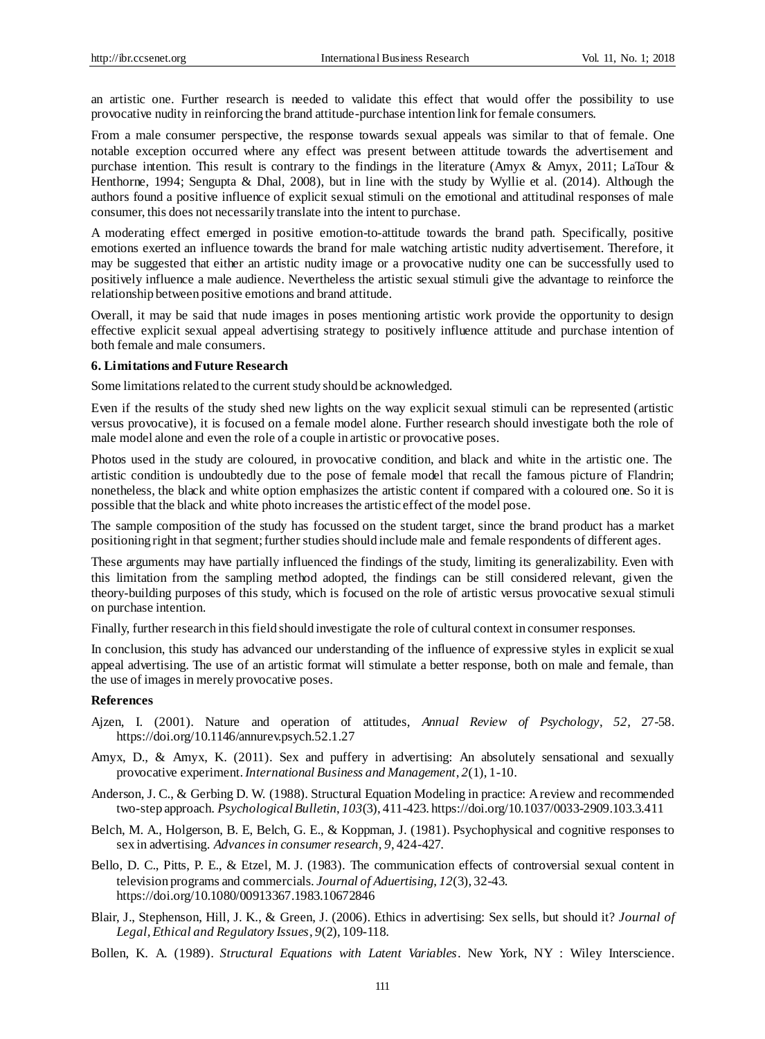an artistic one. Further research is needed to validate this effect that would offer the possibility to use provocative nudity in reinforcing the brand attitude-purchase intention link for female consumers.

From a male consumer perspective, the response towards sexual appeals was similar to that of female. One notable exception occurred where any effect was present between attitude towards the advertisement and purchase intention. This result is contrary to the findings in the literature (Amyx & Amyx, 2011; LaTour & Henthorne, 1994; Sengupta & Dhal, 2008), but in line with the study by Wyllie et al. (2014). Although the authors found a positive influence of explicit sexual stimuli on the emotional and attitudinal responses of male consumer, this does not necessarily translate into the intent to purchase.

A moderating effect emerged in positive emotion-to-attitude towards the brand path. Specifically, positive emotions exerted an influence towards the brand for male watching artistic nudity advertisement. Therefore, it may be suggested that either an artistic nudity image or a provocative nudity one can be successfully used to positively influence a male audience. Nevertheless the artistic sexual stimuli give the advantage to reinforce the relationship between positive emotions and brand attitude.

Overall, it may be said that nude images in poses mentioning artistic work provide the opportunity to design effective explicit sexual appeal advertising strategy to positively influence attitude and purchase intention of both female and male consumers.

## 6. Limitations and Future Research

Some limitations related to the current study should be acknowledged.

Even if the results of the study shed new lights on the way explicit sexual stimuli can be represented (artistic versus provocative), it is focused on a female model alone. Further research should investigate both the role of male model alone and even the role of a couple in artistic or provocative poses.

Photos used in the study are coloured, in provocative condition, and black and white in the artistic one. The artistic condition is undoubtedly due to the pose of female model that recall the famous picture of Flandrin; nonetheless, the black and white option emphasizes the artistic content if compared with a coloured one. So it is possible that the black and white photo increases the artistic effect of the model pose.

The sample composition of the study has focussed on the student target, since the brand product has a market positioning right in that segment; further studies should include male and female respondents of different ages.

These arguments may have partially influenced the findings of the study, limiting its generalizability. Even with this limitation from the sampling method adopted, the findings can be still considered relevant, given the theory-building purposes of this study, which is focused on the role of artistic versus provocative sexual stimuli on purchase intention.

Finally, further research in this field should investigate the role of cultural context in consumer responses.

In conclusion, this study has advanced our understanding of the influence of expressive styles in explicit sexual appeal advertising. The use of an artistic format will stimulate a better response, both on male and female, than the use of images in merely provocative poses.

## References

Ajzen, I. (2001). Nature and operation of attitudes, *Annual Review of Psychology*, *52*, 27-58. https://doi.org/10.1146/annurev.psych.52.1.27

Amyx, D., & Amyx, K. (2011). Sex and puffery in advertising: An absolutely sensational and sexually provocative experiment. *International Business and Management*, *2*(1), 1-10.

Anderson, J. C., & Gerbing D. W. (1988). Structural Equation Modeling in practice: A review and recommended two-step approach. *Psychological Bulletin*, *103*(3), 411-423. https://doi.org/10.1037/0033-2909.103.3.411

Belch, M. A., Holgerson, B. E, Belch, G. E., & Koppman, J. (1981). Psychophysical and cognitive responses to sex in advertising. *Advances in consumer research*, *9*, 424-427.

Bello, D. C., Pitts, P. E., & Etzel, M. J. (1983). The communication effects of controversial sexual content in television programs and commercials. *Journal of Aduertising*, *12*(3), 32-43. https://doi.org/10.1080/00913367.1983.10672846

Blair, J., Stephenson, Hill, J. K., & Green, J. (2006). Ethics in advertising: Sex sells, but should it? *Journal of Legal, Ethical and Regulatory Issues*, *9*(2), 109-118.

Bollen, K. A. (1989). *Structural Equations with Latent Variables*. New York, NY : Wiley Interscience.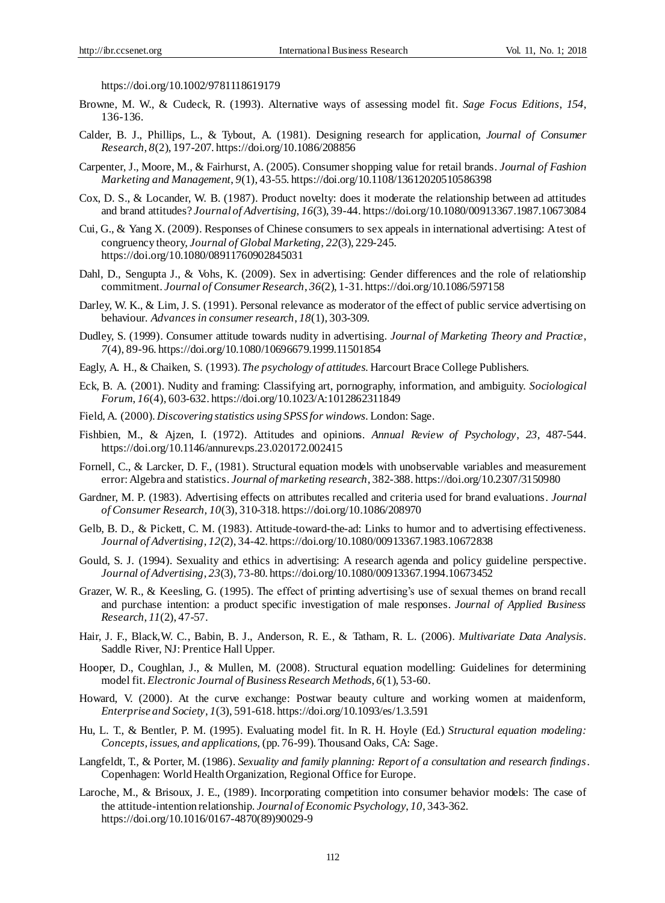https://doi.org/10.1002/9781118619179

Browne, M. W., & Cudeck, R. (1993). Alternative ways of assessing model fit. *Sage Focus Editions*, *154*, 136-136.

Calder, B. J., Phillips, L., & Tybout, A. (1981). Designing research for application, *Journal of Consumer Research*, *8*(2), 197-207. https://doi.org/10.1086/208856

Carpenter, J., Moore, M., & Fairhurst, A. (2005). Consumer shopping value for retail brands. *Journal of Fashion Marketing and Management*, *9*(1), 43-55. https://doi.org/10.1108/13612020510586398

Cox, D. S., & Locander, W. B. (1987). Product novelty: does it moderate the relationship between ad attitudes and brand attitudes? *Journal of Advertising*, *16*(3), 39-44. https://doi.org/10.1080/00913367.1987.10673084

Cui, G., & Yang X. (2009). Responses of Chinese consumers to sex appeals in international advertising: A test of congruency theory, *Journal of Global Marketing*, *22*(3), 229-245. https://doi.org/10.1080/08911760902845031

Dahl, D., Sengupta J., & Vohs, K. (2009). Sex in advertising: Gender differences and the role of relationship commitment. *Journal of Consumer Research*, *36*(2), 1-31. https://doi.org/10.1086/597158

Darley, W. K., & Lim, J. S. (1991). Personal relevance as moderator of the effect of public service advertising on behaviour. *Advances in consumer research*, *18*(1), 303-309.

Dudley, S. (1999). Consumer attitude towards nudity in advertising. *Journal of Marketing Theory and Practice*, *7*(4), 89-96. https://doi.org/10.1080/10696679.1999.11501854

Eagly, A. H., & Chaiken, S. (1993). *The psychology of attitudes.* Harcourt Brace College Publishers.

Eck, B. A. (2001). Nudity and framing: Classifying art, pornography, information, and ambiguity. *Sociological Forum*, *16*(4), 603-632. https://doi.org/10.1023/A:1012862311849

Field, A. (2000). *Discovering statistics using SPSS for windows.* London: Sage.

Fishbien, M., & Ajzen, I. (1972). Attitudes and opinions. *Annual Review of Psychology*, *23*, 487-544. https://doi.org/10.1146/annurev.ps.23.020172.002415

Fornell, C., & Larcker, D. F., (1981). Structural equation models with unobservable variables and measurement error: Algebra and statistics. *Journal of marketing research*, 382-388. https://doi.org/10.2307/3150980

Gardner, M. P. (1983). Advertising effects on attributes recalled and criteria used for brand evaluations. *Journal of Consumer Research*, *10*(3), 310-318. https://doi.org/10.1086/208970

Gelb, B. D., & Pickett, C. M. (1983). Attitude-toward-the-ad: Links to humor and to advertising effectiveness. *Journal of Advertising*, *12*(2), 34-42. https://doi.org/10.1080/00913367.1983.10672838

Gould, S. J. (1994). Sexuality and ethics in advertising: A research agenda and policy guideline perspective. *Journal of Advertising*, *23*(3), 73-80. https://doi.org/10.1080/00913367.1994.10673452

Grazer, W. R., & Keesling, G. (1995). The effect of printing advertising's use of sexual themes on brand recall and purchase intention: a product specific investigation of male responses. *Journal of Applied Business Research*, *11*(2), 47-57.

Hair, J. F., Black,W. C., Babin, B. J., Anderson, R. E., & Tatham, R. L. (2006). *Multivariate Data Analysis.* Saddle River, NJ: Prentice Hall Upper.

Hooper, D., Coughlan, J., & Mullen, M. (2008). Structural equation modelling: Guidelines for determining model fit. *Electronic Journal of Business Research Methods*, *6*(1), 53-60.

Howard, V. (2000). At the curve exchange: Postwar beauty culture and working women at maidenform, *Enterprise and Society*, *1*(3), 591-618. https://doi.org/10.1093/es/1.3.591

Hu, L. T., & Bentler, P. M. (1995). Evaluating model fit. In R. H. Hoyle (Ed.) *Structural equation modeling: Concepts, issues, and applications,* (pp. 76-99). Thousand Oaks, CA: Sage.

Langfeldt, T., & Porter, M. (1986). *Sexuality and family planning: Report of a consultation and research findings*. Copenhagen: World Health Organization, Regional Office for Europe.

Laroche, M., & Brisoux, J. E., (1989). Incorporating competition into consumer behavior models: The case of the attitude-intention relationship. *Journal of Economic Psychology*, *10*, 343-362. https://doi.org/10.1016/0167-4870(89)90029-9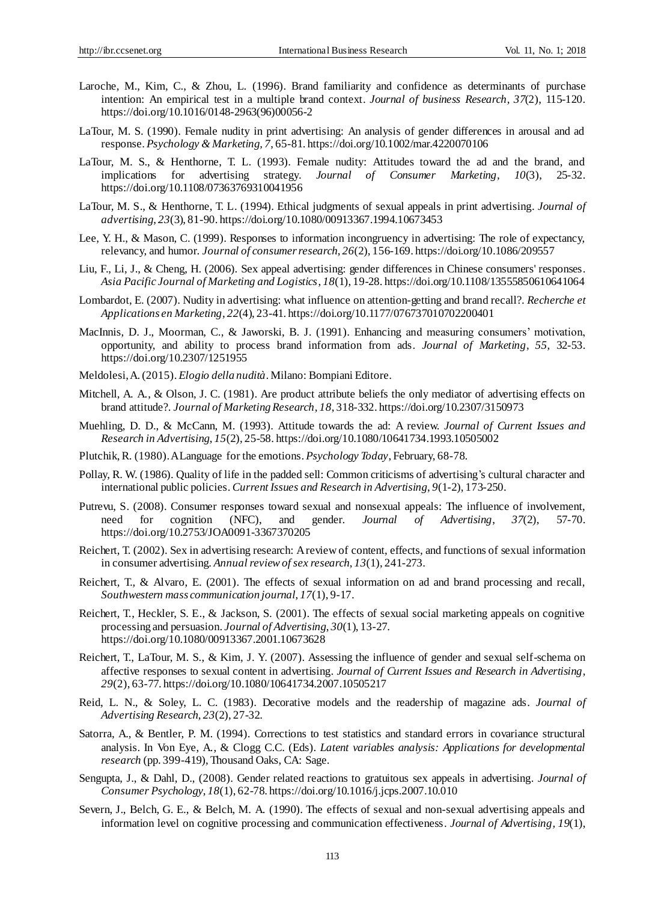Laroche, M., Kim, C., & Zhou, L. (1996). Brand familiarity and confidence as determinants of purchase intention: An empirical test in a multiple brand context. *Journal of business Research*, *37*(2), 115-120. https://doi.org/10.1016/0148-2963(96)00056-2

LaTour, M. S. (1990). Female nudity in print advertising: An analysis of gender differences in arousal and ad response. *Psychology & Marketing*, *7*, 65-81. https://doi.org/10.1002/mar.4220070106

LaTour, M. S., & Henthorne, T. L. (1993). Female nudity: Attitudes toward the ad and the brand, and implications for advertising strategy. *Journal of Consumer Marketing*, *10*(3), 25-32. https://doi.org/10.1108/07363769310041956

LaTour, M. S., & Henthorne, T. L. (1994). Ethical judgments of sexual appeals in print advertising. *Journal of advertising*, *23*(3), 81-90. https://doi.org/10.1080/00913367.1994.10673453

Lee, Y. H., & Mason, C. (1999). Responses to information incongruency in advertising: The role of expectancy, relevancy, and humor. *Journal of consumer research*, *26*(2), 156-169. https://doi.org/10.1086/209557

Liu, F., Li, J., & Cheng, H. (2006). Sex appeal advertising: gender differences in Chinese consumers' responses. *Asia Pacific Journal of Marketing and Logistics*, *18*(1), 19-28. https://doi.org/10.1108/13555850610641064

Lombardot, E. (2007). Nudity in advertising: what influence on attention-getting and brand recall?. *Recherche et Applications en Marketing*, *22*(4), 23-41. https://doi.org/10.1177/076737010702200401

MacInnis, D. J., Moorman, C., & Jaworski, B. J. (1991). Enhancing and measuring consumers' motivation, opportunity, and ability to process brand information from ads. *Journal of Marketing*, *55*, 32-53. https://doi.org/10.2307/1251955

Meldolesi, A. (2015). *Elogio della nudità*. Milano: Bompiani Editore.

Mitchell, A. A., & Olson, J. C. (1981). Are product attribute beliefs the only mediator of advertising effects on brand attitude?. *Journal of Marketing Research*, *18*, 318-332. https://doi.org/10.2307/3150973

Muehling, D. D., & McCann, M. (1993). Attitude towards the ad: A review. *Journal of Current Issues and Research in Advertising*, *15*(2), 25-58. https://doi.org/10.1080/10641734.1993.10505002

Plutchik, R. (1980). A Language for the emotions. *Psychology Today*, February, 68-78.

Pollay, R. W. (1986). Quality of life in the padded sell: Common criticisms of advertising's cultural character and international public policies. *Current Issues and Research in Advertising*, *9*(1-2), 173-250.

Putrevu, S. (2008). Consumer responses toward sexual and nonsexual appeals: The influence of involvement, need for cognition (NFC), and gender. *Journal of Advertising*, *37*(2), 57-70. https://doi.org/10.2753/JOA0091-3367370205

Reichert, T. (2002). Sex in advertising research: A review of content, effects, and functions of sexual information in consumer advertising. *Annual review of sex research*, *13*(1), 241-273.

Reichert, T., & Alvaro, E. (2001). The effects of sexual information on ad and brand processing and recall, *Southwestern mass communication journal*, *17*(1), 9-17.

Reichert, T., Heckler, S. E., & Jackson, S. (2001). The effects of sexual social marketing appeals on cognitive processing and persuasion. *Journal of Advertising*, *30*(1), 13-27. https://doi.org/10.1080/00913367.2001.10673628

Reichert, T., LaTour, M. S., & Kim, J. Y. (2007). Assessing the influence of gender and sexual self-schema on affective responses to sexual content in advertising. *Journal of Current Issues and Research in Advertising*, *29*(2), 63-77. https://doi.org/10.1080/10641734.2007.10505217

Reid, L. N., & Soley, L. C. (1983). Decorative models and the readership of magazine ads. *Journal of Advertising Research*, *23*(2), 27-32.

Satorra, A., & Bentler, P. M. (1994). Corrections to test statistics and standard errors in covariance structural analysis. In Von Eye, A., & Clogg C.C. (Eds). *Latent variables analysis: Applications for developmental research* (pp. 399-419), Thousand Oaks, CA: Sage.

Sengupta, J., & Dahl, D., (2008). Gender related reactions to gratuitous sex appeals in advertising. *Journal of Consumer Psychology*, *18*(1), 62-78. https://doi.org/10.1016/j.jcps.2007.10.010

Severn, J., Belch, G. E., & Belch, M. A. (1990). The effects of sexual and non-sexual advertising appeals and information level on cognitive processing and communication effectiveness. *Journal of Advertising*, *19*(1),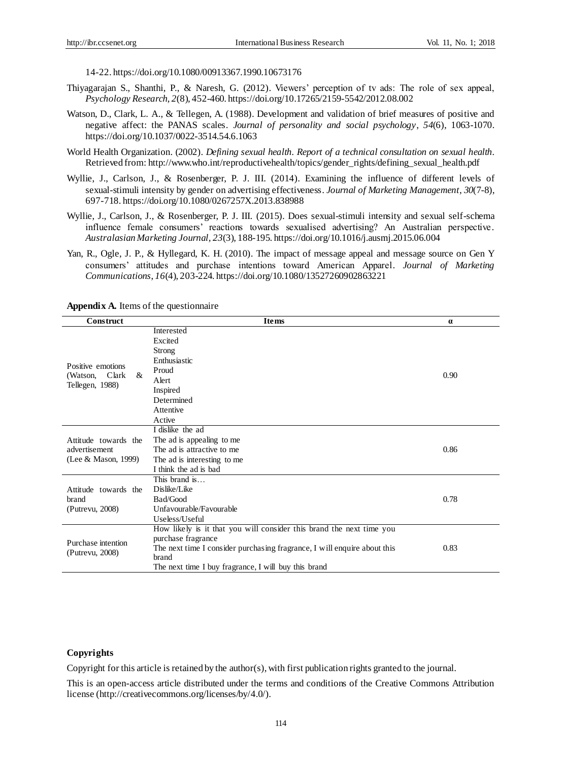14-22. https://doi.org/10.1080/00913367.1990.10673176

Thiyagarajan S., Shanthi, P., & Naresh, G. (2012). Viewers' perception of tv ads: The role of sex appeal, *Psychology Research*, *2*(8), 452-460. https://doi.org/10.17265/2159-5542/2012.08.002

Watson, D., Clark, L. A., & Tellegen, A. (1988). Development and validation of brief measures of positive and negative affect: the PANAS scales. *Journal of personality and social psychology*, *54*(6), 1063-1070. https://doi.org/10.1037/0022-3514.54.6.1063

World Health Organization. (2002). *Defining sexual health. Report of a technical consultation on sexual health*. Retrieved from: http://www.who.int/reproductivehealth/topics/gender_rights/defining_sexual_health.pdf

Wyllie, J., Carlson, J., & Rosenberger, P. J. III. (2014). Examining the influence of different levels of sexual-stimuli intensity by gender on advertising effectiveness. *Journal of Marketing Management*, *30*(7-8), 697-718. https://doi.org/10.1080/0267257X.2013.838988

Wyllie, J., Carlson, J., & Rosenberger, P. J. III. (2015). Does sexual-stimuli intensity and sexual self-schema influence female consumers' reactions towards sexualised advertising? An Australian perspective. *Australasian Marketing Journal*, *23*(3), 188-195. https://doi.org/10.1016/j.ausmj.2015.06.004

Yan, R., Ogle, J. P., & Hyllegard, K. H. (2010). The impact of message appeal and message source on Gen Y consumers' attitudes and purchase intentions toward American Apparel. *Journal of Marketing Communications*, *16*(4), 203-224. https://doi.org/10.1080/13527260902863221

**Appendix A.** Items of the questionnaire

| Construct | Items | α |
|---|---|---|
| Positive emotions (Watson, Clark & Tellegen, 1988) | Interested<br>Excited<br>Strong<br>Enthusiastic<br>Proud<br>Alert<br>Inspired<br>Determined<br>Attentive<br>Active | 0.90 |
| Attitude towards the advertisement (Lee & Mason, 1999) | I dislike the ad<br>The ad is appealing to me<br>The ad is attractive to me<br>The ad is interesting to me<br>I think the ad is bad | 0.86 |
| Attitude towards the brand (Putrevu, 2008) | This brand is…<br>Dislike/Like<br>Bad/Good<br>Unfavourable/Favourable<br>Useless/Useful | 0.78 |
| Purchase intention (Putrevu, 2008) | How likely is it that you will consider this brand the next time you purchase fragrance<br>The next time I consider purchasing fragrance, I will enquire about this brand<br>The next time I buy fragrance, I will buy this brand | 0.83 |

## Copyrights

Copyright for this article is retained by the author(s), with first publication rights granted to the journal.

This is an open-access article distributed under the terms and conditions of the Creative Commons Attribution license (http://creativecommons.org/licenses/by/4.0/).